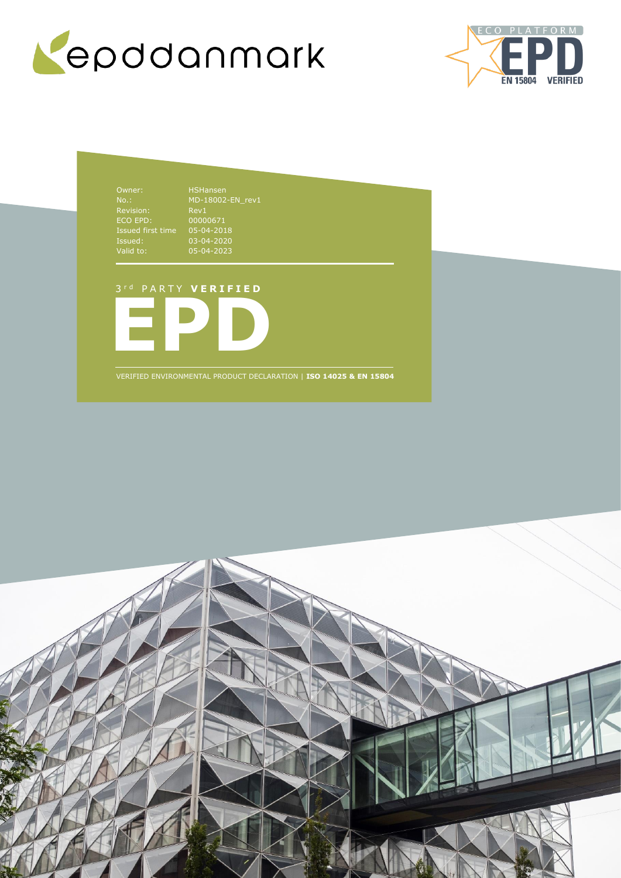epddanmark

ECO PLATFORM EPD EN 15804 VERIFIED

| | |
|---|---|
| Owner: | HSHansen |
| No.: | MD-18002-EN_rev1 |
| Revision: | Rev1 |
| ECO EPD: | 00000671 |
| Issued first time | 05-04-2018 |
| Issued: | 03-04-2020 |
| Valid to: | 05-04-2023 |

3rd PARTY **VERIFIED**

# EPD

VERIFIED ENVIRONMENTAL PRODUCT DECLARATION | **ISO 14025 & EN 15804**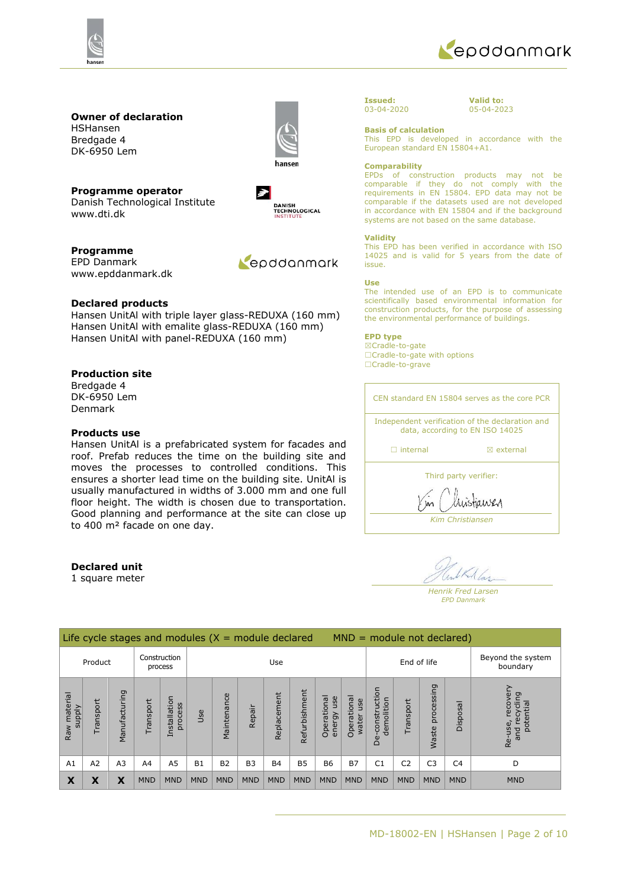**Owner of declaration**
HSHansen
Bredgade 4
DK-6950 Lem

**Programme operator**
Danish Technological Institute
www.dti.dk

**Programme**
EPD Danmark
www.epddanmark.dk

**Declared products**
Hansen UnitAl with triple layer glass-REDUXA (160 mm)
Hansen UnitAl with emalite glass-REDUXA (160 mm)
Hansen UnitAl with panel-REDUXA (160 mm)

**Production site**
Bredgade 4
DK-6950 Lem
Denmark

**Products use**
Hansen UnitAl is a prefabricated system for facades and roof. Prefab reduces the time on the building site and moves the processes to controlled conditions. This ensures a shorter lead time on the building site. UnitAl is usually manufactured in widths of 3.000 mm and one full floor height. The width is chosen due to transportation. Good planning and performance at the site can close up to 400 m² facade on one day.

**Declared unit**
1 square meter

**Issued:**
03-04-2020

**Valid to:**
05-04-2023

**Basis of calculation**
This EPD is developed in accordance with the European standard EN 15804+A1.

**Comparability**
EPDs of construction products may not be comparable if they do not comply with the requirements in EN 15804. EPD data may not be comparable if the datasets used are not developed in accordance with EN 15804 and if the background systems are not based on the same database.

**Validity**
This EPD has been verified in accordance with ISO 14025 and is valid for 5 years from the date of issue.

**Use**
The intended use of an EPD is to communicate scientifically based environmental information for construction products, for the purpose of assessing the environmental performance of buildings.

**EPD type**
☒Cradle-to-gate
☐Cradle-to-gate with options
☐Cradle-to-grave

CEN standard EN 15804 serves as the core PCR

Independent verification of the declaration and data, according to EN ISO 14025

☐ internal ☒ external

Third party verifier:

*Kim Christiansen*

*Henrik Fred Larsen*
*EPD Danmark*

| Life cycle stages and modules (X = module declared MND = module not declared) | | | | | | | | | | | | | | | | |
|---|---|---|---|---|---|---|---|---|---|---|---|---|---|---|---|---|
| Product | | | Construction process | | Use | | | | | | | End of life | | | | Beyond the system boundary |
| Raw material supply | Transport | Manufacturing | Transport | Installation process | Use | Maintenance | Repair | Replacement | Refurbishment | Operational energy use | Operational water use | De-construction demolition | Transport | Waste processing | Disposal | Re-use, recovery and recycling potential |
| A1 | A2 | A3 | A4 | A5 | B1 | B2 | B3 | B4 | B5 | B6 | B7 | C1 | C2 | C3 | C4 | D |
| X | X | X | MND | MND | MND | MND | MND | MND | MND | MND | MND | MND | MND | MND | MND | MND |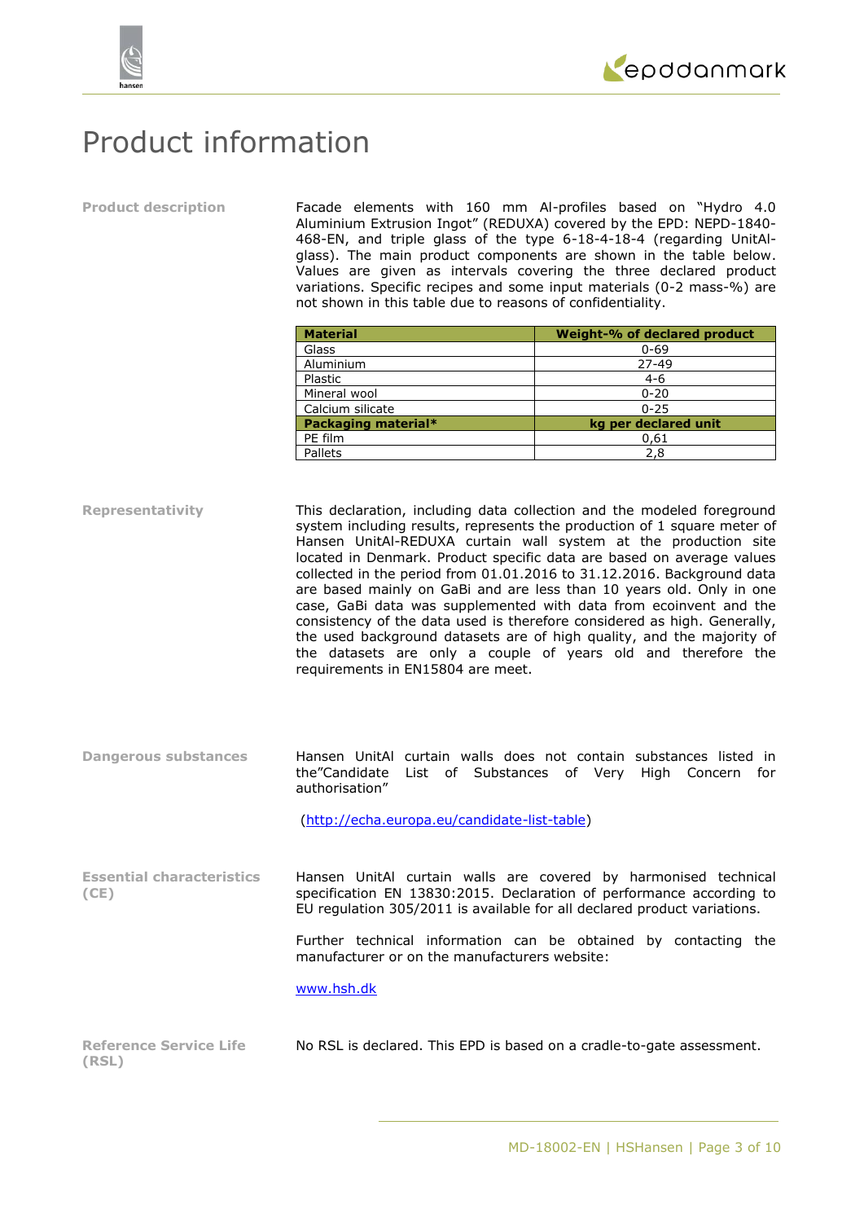# Product information

**Product description**

Facade elements with 160 mm Al-profiles based on "Hydro 4.0 Aluminium Extrusion Ingot" (REDUXA) covered by the EPD: NEPD-1840-468-EN, and triple glass of the type 6-18-4-18-4 (regarding UnitAl-glass). The main product components are shown in the table below. Values are given as intervals covering the three declared product variations. Specific recipes and some input materials (0-2 mass-%) are not shown in this table due to reasons of confidentiality.

| Material | Weight-% of declared product |
|---|---|
| Glass | 0-69 |
| Aluminium | 27-49 |
| Plastic | 4-6 |
| Mineral wool | 0-20 |
| Calcium silicate | 0-25 |
| **Packaging material*** | **kg per declared unit** |
| PE film | 0,61 |
| Pallets | 2,8 |

**Representativity**

This declaration, including data collection and the modeled foreground system including results, represents the production of 1 square meter of Hansen UnitAl-REDUXA curtain wall system at the production site located in Denmark. Product specific data are based on average values collected in the period from 01.01.2016 to 31.12.2016. Background data are based mainly on GaBi and are less than 10 years old. Only in one case, GaBi data was supplemented with data from ecoinvent and the consistency of the data used is therefore considered as high. Generally, the used background datasets are of high quality, and the majority of the datasets are only a couple of years old and therefore the requirements in EN15804 are meet.

**Dangerous substances**

Hansen UnitAl curtain walls does not contain substances listed in the"Candidate List of Substances of Very High Concern for authorisation"

(http://echa.europa.eu/candidate-list-table)

**Essential characteristics (CE)**

Hansen UnitAl curtain walls are covered by harmonised technical specification EN 13830:2015. Declaration of performance according to EU regulation 305/2011 is available for all declared product variations.

Further technical information can be obtained by contacting the manufacturer or on the manufacturers website:

www.hsh.dk

**Reference Service Life (RSL)**

No RSL is declared. This EPD is based on a cradle-to-gate assessment.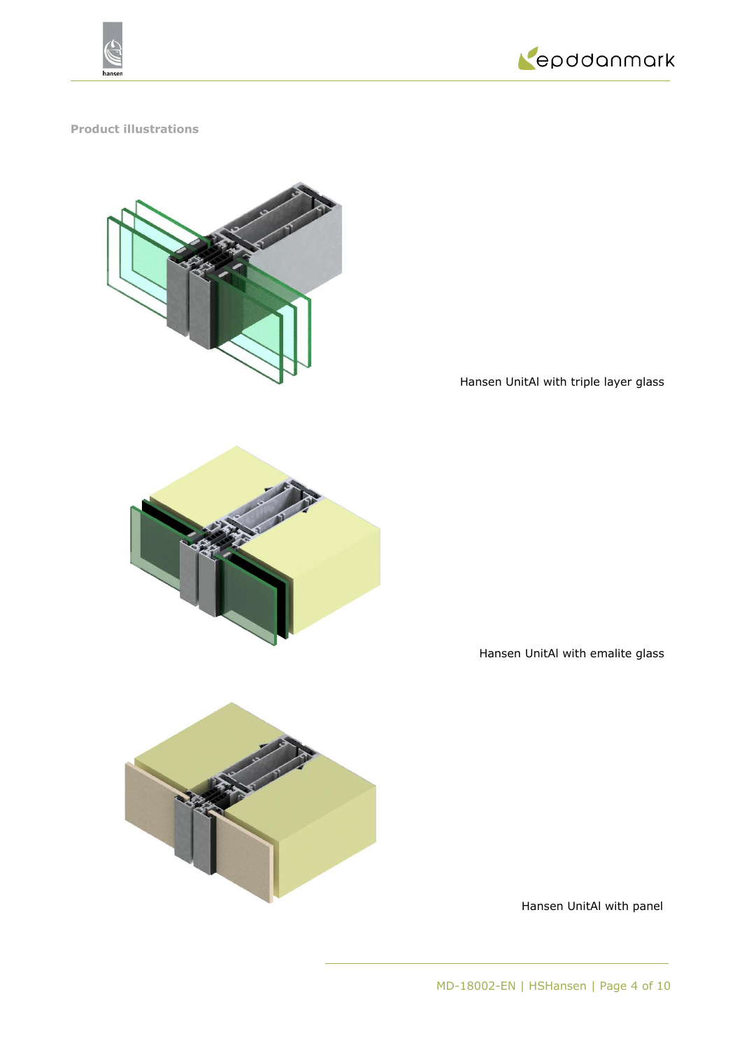Product illustrations

Hansen UnitAl with triple layer glass

Hansen UnitAl with emalite glass

Hansen UnitAl with panel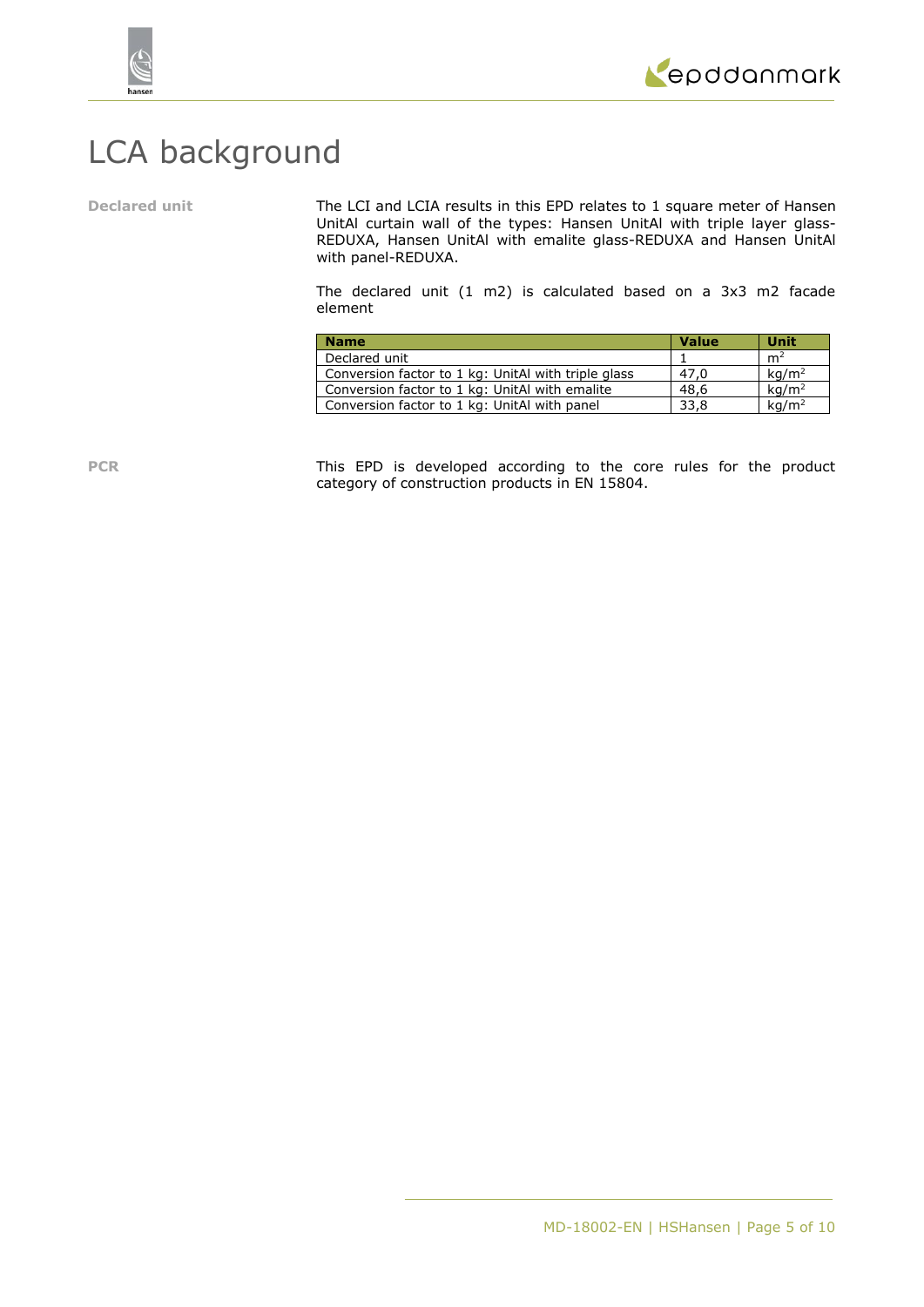# LCA background

**Declared unit**

The LCI and LCIA results in this EPD relates to 1 square meter of Hansen UnitAl curtain wall of the types: Hansen UnitAl with triple layer glass-REDUXA, Hansen UnitAl with emalite glass-REDUXA and Hansen UnitAl with panel-REDUXA.

The declared unit (1 m2) is calculated based on a 3x3 m2 facade element

| Name | Value | Unit |
|---|---|---|
| Declared unit | 1 | $m^2$ |
| Conversion factor to 1 kg: UnitAl with triple glass | 47,0 | $kg/m^2$ |
| Conversion factor to 1 kg: UnitAl with emalite | 48,6 | $kg/m^2$ |
| Conversion factor to 1 kg: UnitAl with panel | 33,8 | $kg/m^2$ |

**PCR**

This EPD is developed according to the core rules for the product category of construction products in EN 15804.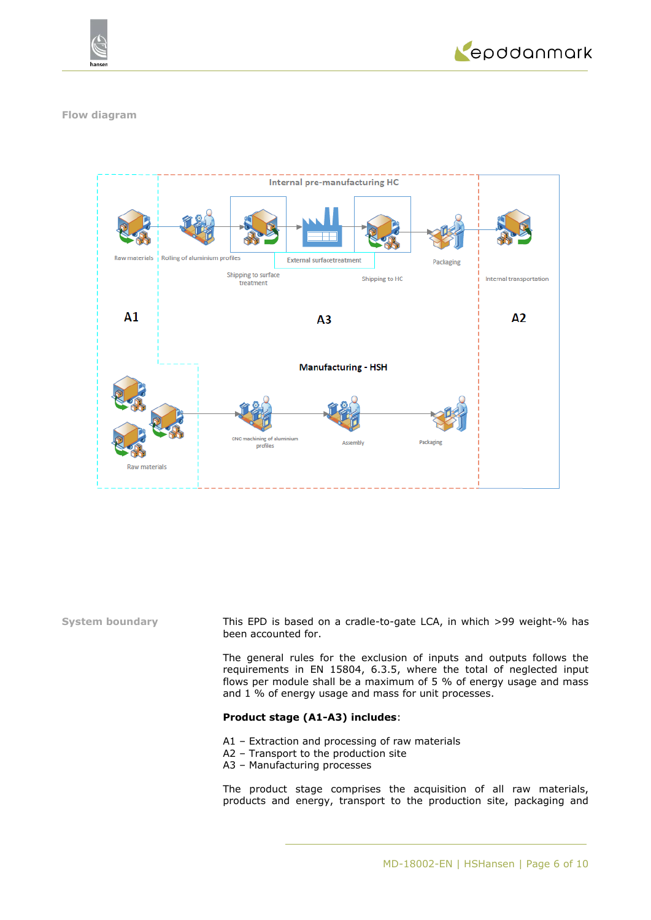## Flow diagram

Internal pre-manufacturing HC

Raw materials

Rolling of aluminium profiles

Shipping to surface treatment

External surfacetreatment

Shipping to HC

Packaging

Internal transportation

A1

A3

A2

Manufacturing - HSH

Raw materials

CNC machining of aluminium profiles

Assembly

Packaging

## System boundary

This EPD is based on a cradle-to-gate LCA, in which >99 weight-% has been accounted for.

The general rules for the exclusion of inputs and outputs follows the requirements in EN 15804, 6.3.5, where the total of neglected input flows per module shall be a maximum of 5 % of energy usage and mass and 1 % of energy usage and mass for unit processes.

**Product stage (A1-A3) includes**:

A1 – Extraction and processing of raw materials
A2 – Transport to the production site
A3 – Manufacturing processes

The product stage comprises the acquisition of all raw materials, products and energy, transport to the production site, packaging and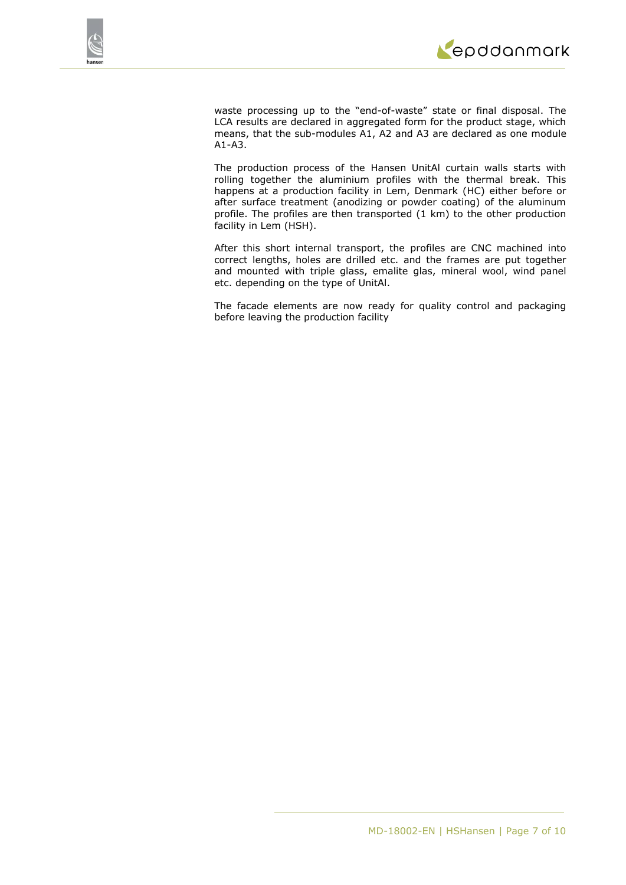waste processing up to the "end-of-waste" state or final disposal. The LCA results are declared in aggregated form for the product stage, which means, that the sub-modules A1, A2 and A3 are declared as one module A1-A3.

The production process of the Hansen UnitAl curtain walls starts with rolling together the aluminium profiles with the thermal break. This happens at a production facility in Lem, Denmark (HC) either before or after surface treatment (anodizing or powder coating) of the aluminum profile. The profiles are then transported (1 km) to the other production facility in Lem (HSH).

After this short internal transport, the profiles are CNC machined into correct lengths, holes are drilled etc. and the frames are put together and mounted with triple glass, emalite glas, mineral wool, wind panel etc. depending on the type of UnitAl.

The facade elements are now ready for quality control and packaging before leaving the production facility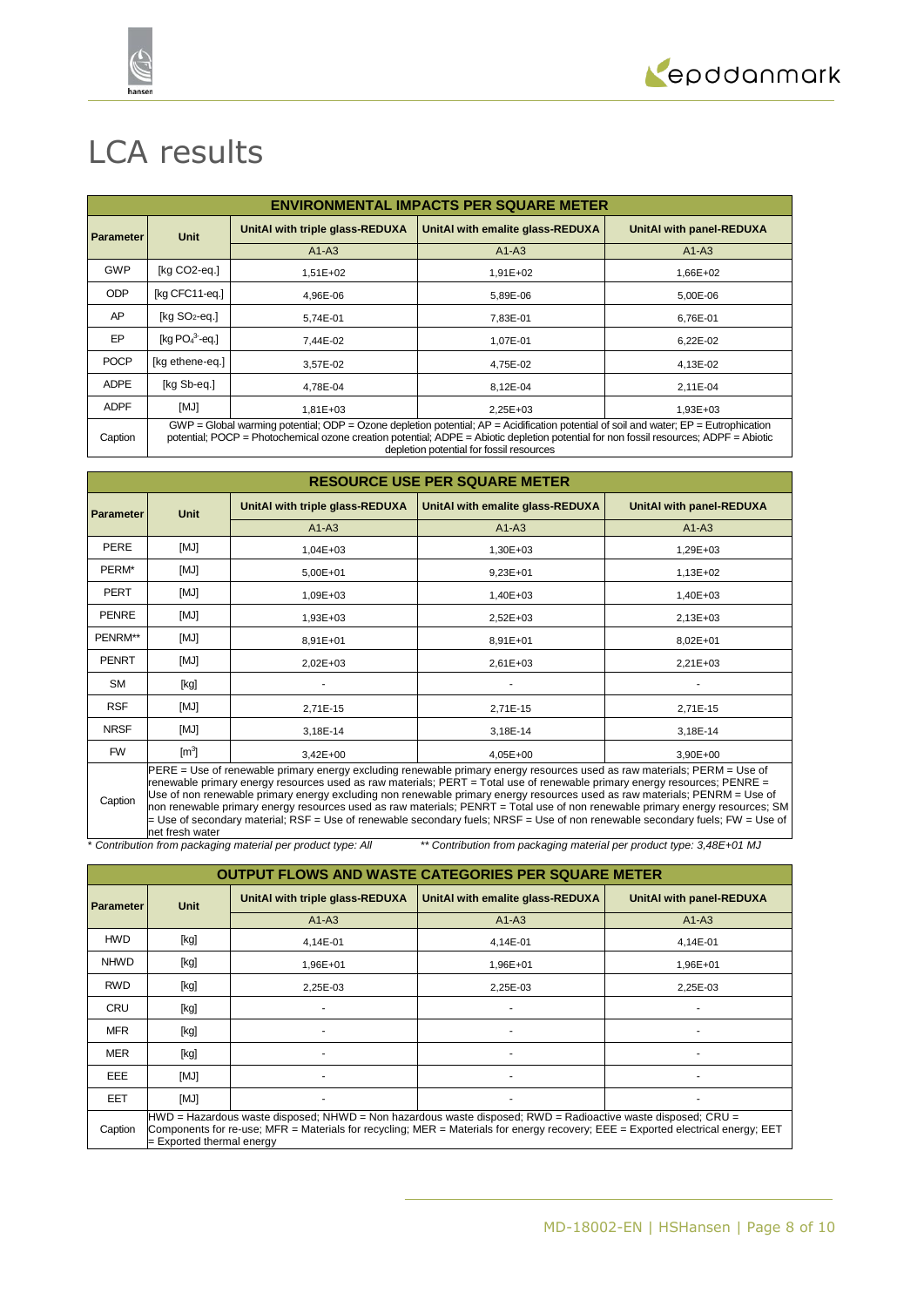# LCA results

| ENVIRONMENTAL IMPACTS PER SQUARE METER | | | | |
|---|---|---|---|---|
| Parameter | Unit | UnitAl with triple glass-REDUXA | UnitAl with emalite glass-REDUXA | UnitAl with panel-REDUXA |
| | | A1-A3 | A1-A3 | A1-A3 |
| GWP | [kg CO2-eq.] | 1,51E+02 | 1,91E+02 | 1,66E+02 |
| ODP | [kg CFC11-eq.] | 4,96E-06 | 5,89E-06 | 5,00E-06 |
| AP | [kg $SO_2$-eq.] | 5,74E-01 | 7,83E-01 | 6,76E-01 |
| EP | [kg $PO_4^{3-}$-eq.] | 7,44E-02 | 1,07E-01 | 6,22E-02 |
| POCP | [kg ethene-eq.] | 3,57E-02 | 4,75E-02 | 4,13E-02 |
| ADPE | [kg Sb-eq.] | 4,78E-04 | 8,12E-04 | 2,11E-04 |
| ADPF | [MJ] | 1,81E+03 | 2,25E+03 | 1,93E+03 |
| Caption | GWP = Global warming potential; ODP = Ozone depletion potential; AP = Acidification potential of soil and water; EP = Eutrophication potential; POCP = Photochemical ozone creation potential; ADPE = Abiotic depletion potential for non fossil resources; ADPF = Abiotic depletion potential for fossil resources | | | |

| RESOURCE USE PER SQUARE METER | | | | |
|---|---|---|---|---|
| Parameter | Unit | UnitAl with triple glass-REDUXA | UnitAl with emalite glass-REDUXA | UnitAl with panel-REDUXA |
| | | A1-A3 | A1-A3 | A1-A3 |
| PERE | [MJ] | 1,04E+03 | 1,30E+03 | 1,29E+03 |
| PERM* | [MJ] | 5,00E+01 | 9,23E+01 | 1,13E+02 |
| PERT | [MJ] | 1,09E+03 | 1,40E+03 | 1,40E+03 |
| PENRE | [MJ] | 1,93E+03 | 2,52E+03 | 2,13E+03 |
| PENRM** | [MJ] | 8,91E+01 | 8,91E+01 | 8,02E+01 |
| PENRT | [MJ] | 2,02E+03 | 2,61E+03 | 2,21E+03 |
| SM | [kg] | - | - | - |
| RSF | [MJ] | 2,71E-15 | 2,71E-15 | 2,71E-15 |
| NRSF | [MJ] | 3,18E-14 | 3,18E-14 | 3,18E-14 |
| FW | [$m^3$] | 3,42E+00 | 4,05E+00 | 3,90E+00 |
| Caption | PERE = Use of renewable primary energy excluding renewable primary energy resources used as raw materials; PERM = Use of renewable primary energy resources used as raw materials; PERT = Total use of renewable primary energy resources; PENRE = Use of non renewable primary energy excluding non renewable primary energy resources used as raw materials; PENRM = Use of non renewable primary energy resources used as raw materials; PENRT = Total use of non renewable primary energy resources; SM = Use of secondary material; RSF = Use of renewable secondary fuels; NRSF = Use of non renewable secondary fuels; FW = Use of net fresh water | | | |

*\* Contribution from packaging material per product type: All* *\*\* Contribution from packaging material per product type: 3,48E+01 MJ*

| OUTPUT FLOWS AND WASTE CATEGORIES PER SQUARE METER | | | | |
|---|---|---|---|---|
| Parameter | Unit | UnitAl with triple glass-REDUXA | UnitAl with emalite glass-REDUXA | UnitAl with panel-REDUXA |
| | | A1-A3 | A1-A3 | A1-A3 |
| HWD | [kg] | 4,14E-01 | 4,14E-01 | 4,14E-01 |
| NHWD | [kg] | 1,96E+01 | 1,96E+01 | 1,96E+01 |
| RWD | [kg] | 2,25E-03 | 2,25E-03 | 2,25E-03 |
| CRU | [kg] | - | - | - |
| MFR | [kg] | - | - | - |
| MER | [kg] | - | - | - |
| EEE | [MJ] | - | - | - |
| EET | [MJ] | - | - | - |
| Caption | HWD = Hazardous waste disposed; NHWD = Non hazardous waste disposed; RWD = Radioactive waste disposed; CRU = Components for re-use; MFR = Materials for recycling; MER = Materials for energy recovery; EEE = Exported electrical energy; EET = Exported thermal energy | | | |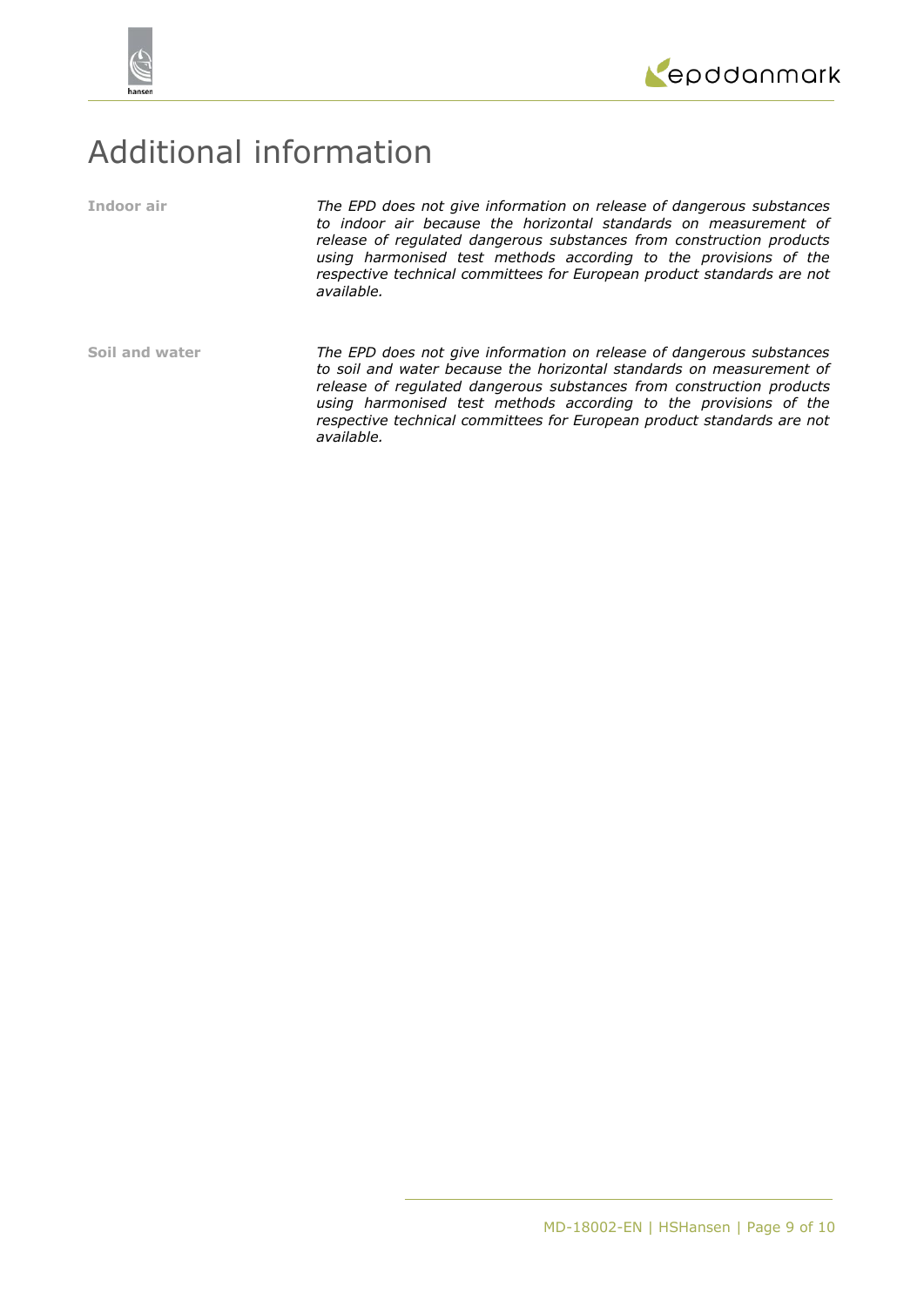# Additional information

**Indoor air**

*The EPD does not give information on release of dangerous substances to indoor air because the horizontal standards on measurement of release of regulated dangerous substances from construction products using harmonised test methods according to the provisions of the respective technical committees for European product standards are not available.*

**Soil and water**

*The EPD does not give information on release of dangerous substances to soil and water because the horizontal standards on measurement of release of regulated dangerous substances from construction products using harmonised test methods according to the provisions of the respective technical committees for European product standards are not available.*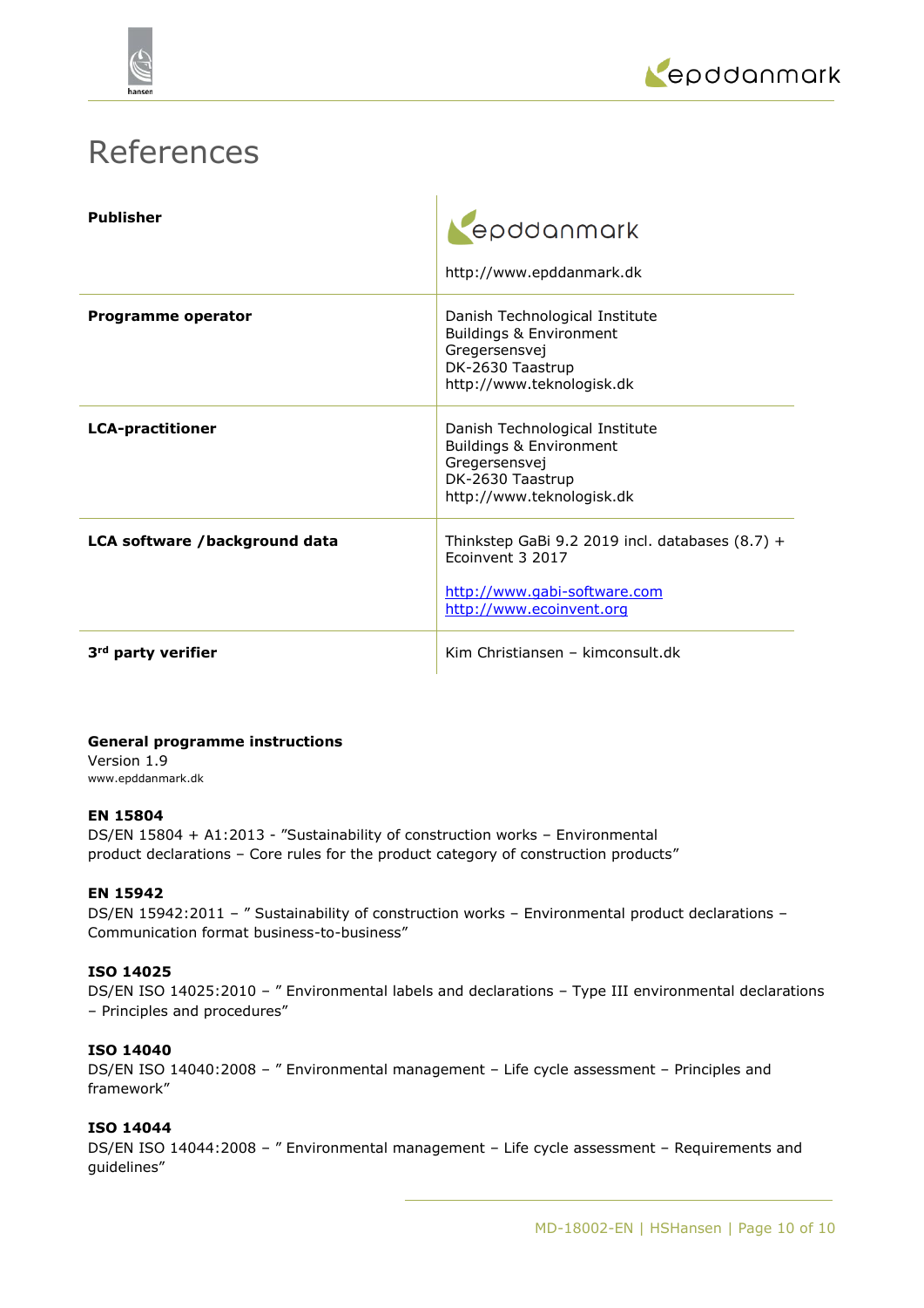# References

| | |
|---|---|
| **Publisher** | epddanmark<br><br>http://www.epddanmark.dk |
| **Programme operator** | Danish Technological Institute<br>Buildings & Environment<br>Gregersensvej<br>DK-2630 Taastrup<br>http://www.teknologisk.dk |
| **LCA-practitioner** | Danish Technological Institute<br>Buildings & Environment<br>Gregersensvej<br>DK-2630 Taastrup<br>http://www.teknologisk.dk |
| **LCA software /background data** | Thinkstep GaBi 9.2 2019 incl. databases (8.7) + Ecoinvent 3 2017<br><br>http://www.gabi-software.com<br>http://www.ecoinvent.org |
| **3rd party verifier** | Kim Christiansen – kimconsult.dk |

**General programme instructions**
Version 1.9
www.epddanmark.dk

**EN 15804**
DS/EN 15804 + A1:2013 - "Sustainability of construction works – Environmental product declarations – Core rules for the product category of construction products"

**EN 15942**
DS/EN 15942:2011 – " Sustainability of construction works – Environmental product declarations – Communication format business-to-business"

**ISO 14025**
DS/EN ISO 14025:2010 – " Environmental labels and declarations – Type III environmental declarations – Principles and procedures"

**ISO 14040**
DS/EN ISO 14040:2008 – " Environmental management – Life cycle assessment – Principles and framework"

**ISO 14044**
DS/EN ISO 14044:2008 – " Environmental management – Life cycle assessment – Requirements and guidelines"